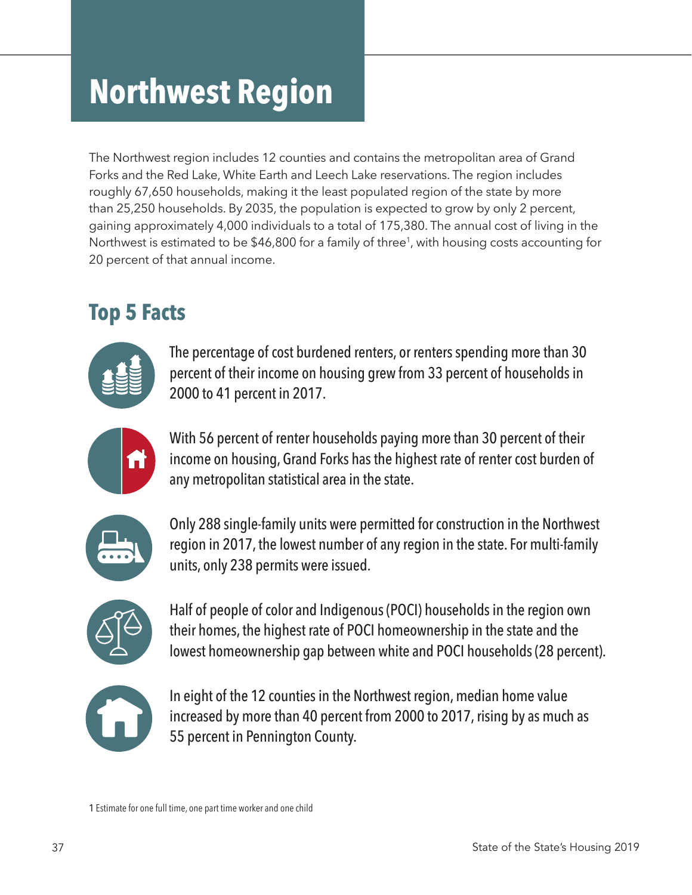# Northwest Region

The Northwest region includes 12 counties and contains the metropolitan area of Grand Forks and the Red Lake, White Earth and Leech Lake reservations. The region includes roughly 67,650 households, making it the least populated region of the state by more than 25,250 households. By 2035, the population is expected to grow by only 2 percent, gaining approximately 4,000 individuals to a total of 175,380. The annual cost of living in the Northwest is estimated to be $46,800 for a family of three[1], with housing costs accounting for 20 percent of that annual income.

## Top 5 Facts

The percentage of cost burdened renters, or renters spending more than 30 percent of their income on housing grew from 33 percent of households in 2000 to 41 percent in 2017.

With 56 percent of renter households paying more than 30 percent of their income on housing, Grand Forks has the highest rate of renter cost burden of any metropolitan statistical area in the state.

Only 288 single-family units were permitted for construction in the Northwest region in 2017, the lowest number of any region in the state. For multi-family units, only 238 permits were issued.

Half of people of color and Indigenous (POCI) households in the region own their homes, the highest rate of POCI homeownership in the state and the lowest homeownership gap between white and POCI households (28 percent).

In eight of the 12 counties in the Northwest region, median home value increased by more than 40 percent from 2000 to 2017, rising by as much as 55 percent in Pennington County.

1 Estimate for one full time, one part time worker and one child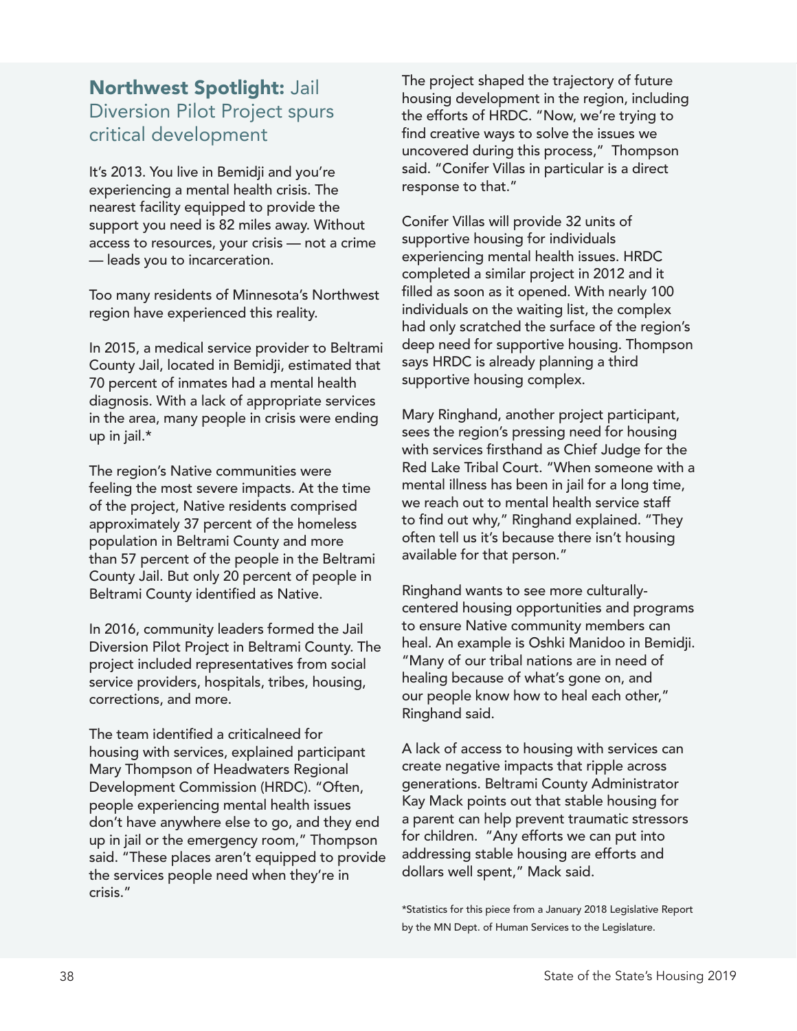## **Northwest Spotlight:** Jail Diversion Pilot Project spurs critical development

It's 2013. You live in Bemidji and you're experiencing a mental health crisis. The nearest facility equipped to provide the support you need is 82 miles away. Without access to resources, your crisis — not a crime — leads you to incarceration.

Too many residents of Minnesota's Northwest region have experienced this reality.

In 2015, a medical service provider to Beltrami County Jail, located in Bemidji, estimated that 70 percent of inmates had a mental health diagnosis. With a lack of appropriate services in the area, many people in crisis were ending up in jail.*

The region's Native communities were feeling the most severe impacts. At the time of the project, Native residents comprised approximately 37 percent of the homeless population in Beltrami County and more than 57 percent of the people in the Beltrami County Jail. But only 20 percent of people in Beltrami County identified as Native.

In 2016, community leaders formed the Jail Diversion Pilot Project in Beltrami County. The project included representatives from social service providers, hospitals, tribes, housing, corrections, and more.

The team identified a criticalneed for housing with services, explained participant Mary Thompson of Headwaters Regional Development Commission (HRDC). "Often, people experiencing mental health issues don't have anywhere else to go, and they end up in jail or the emergency room," Thompson said. "These places aren't equipped to provide the services people need when they're in crisis."

The project shaped the trajectory of future housing development in the region, including the efforts of HRDC. "Now, we're trying to find creative ways to solve the issues we uncovered during this process," Thompson said. "Conifer Villas in particular is a direct response to that."

Conifer Villas will provide 32 units of supportive housing for individuals experiencing mental health issues. HRDC completed a similar project in 2012 and it filled as soon as it opened. With nearly 100 individuals on the waiting list, the complex had only scratched the surface of the region's deep need for supportive housing. Thompson says HRDC is already planning a third supportive housing complex.

Mary Ringhand, another project participant, sees the region's pressing need for housing with services firsthand as Chief Judge for the Red Lake Tribal Court. "When someone with a mental illness has been in jail for a long time, we reach out to mental health service staff to find out why," Ringhand explained. "They often tell us it's because there isn't housing available for that person."

Ringhand wants to see more culturally-centered housing opportunities and programs to ensure Native community members can heal. An example is Oshki Manidoo in Bemidji. "Many of our tribal nations are in need of healing because of what's gone on, and our people know how to heal each other," Ringhand said.

A lack of access to housing with services can create negative impacts that ripple across generations. Beltrami County Administrator Kay Mack points out that stable housing for a parent can help prevent traumatic stressors for children. "Any efforts we can put into addressing stable housing are efforts and dollars well spent," Mack said.

*Statistics for this piece from a January 2018 Legislative Report by the MN Dept. of Human Services to the Legislature.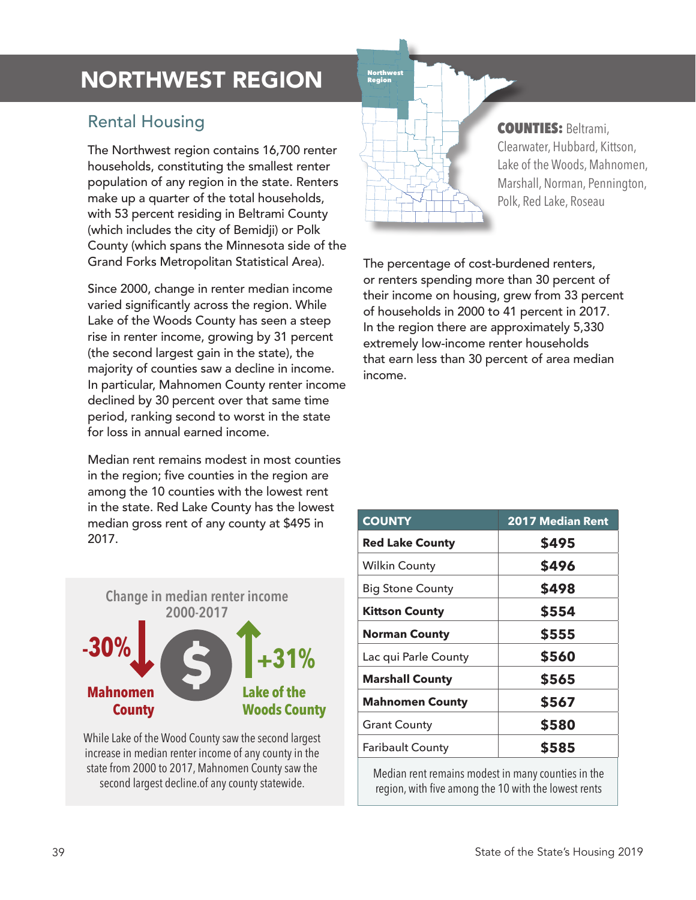# NORTHWEST REGION

**COUNTIES:** Beltrami, Clearwater, Hubbard, Kittson, Lake of the Woods, Mahnomen, Marshall, Norman, Pennington, Polk, Red Lake, Roseau

## Rental Housing

The Northwest region contains 16,700 renter households, constituting the smallest renter population of any region in the state. Renters make up a quarter of the total households, with 53 percent residing in Beltrami County (which includes the city of Bemidji) or Polk County (which spans the Minnesota side of the Grand Forks Metropolitan Statistical Area).

Since 2000, change in renter median income varied significantly across the region. While Lake of the Woods County has seen a steep rise in renter income, growing by 31 percent (the second largest gain in the state), the majority of counties saw a decline in income. In particular, Mahnomen County renter income declined by 30 percent over that same time period, ranking second to worst in the state for loss in annual earned income.

Median rent remains modest in most counties in the region; five counties in the region are among the 10 counties with the lowest rent in the state. Red Lake County has the lowest median gross rent of any county at $495 in 2017.

The percentage of cost-burdened renters, or renters spending more than 30 percent of their income on housing, grew from 33 percent of households in 2000 to 41 percent in 2017. In the region there are approximately 5,330 extremely low-income renter households that earn less than 30 percent of area median income.

**Change in median renter income 2000-2017**

**-30%** Mahnomen County

**+31%** Lake of the Woods County

While Lake of the Wood County saw the second largest increase in median renter income of any county in the state from 2000 to 2017, Mahnomen County saw the second largest decline.of any county statewide.

| COUNTY | 2017 Median Rent |
|---|---|
| **Red Lake County** | **$495** |
| Wilkin County | **$496** |
| Big Stone County | **$498** |
| **Kittson County** | **$554** |
| **Norman County** | **$555** |
| Lac qui Parle County | **$560** |
| **Marshall County** | **$565** |
| **Mahnomen County** | **$567** |
| Grant County | **$580** |
| Faribault County | **$585** |

Median rent remains modest in many counties in the region, with five among the 10 with the lowest rents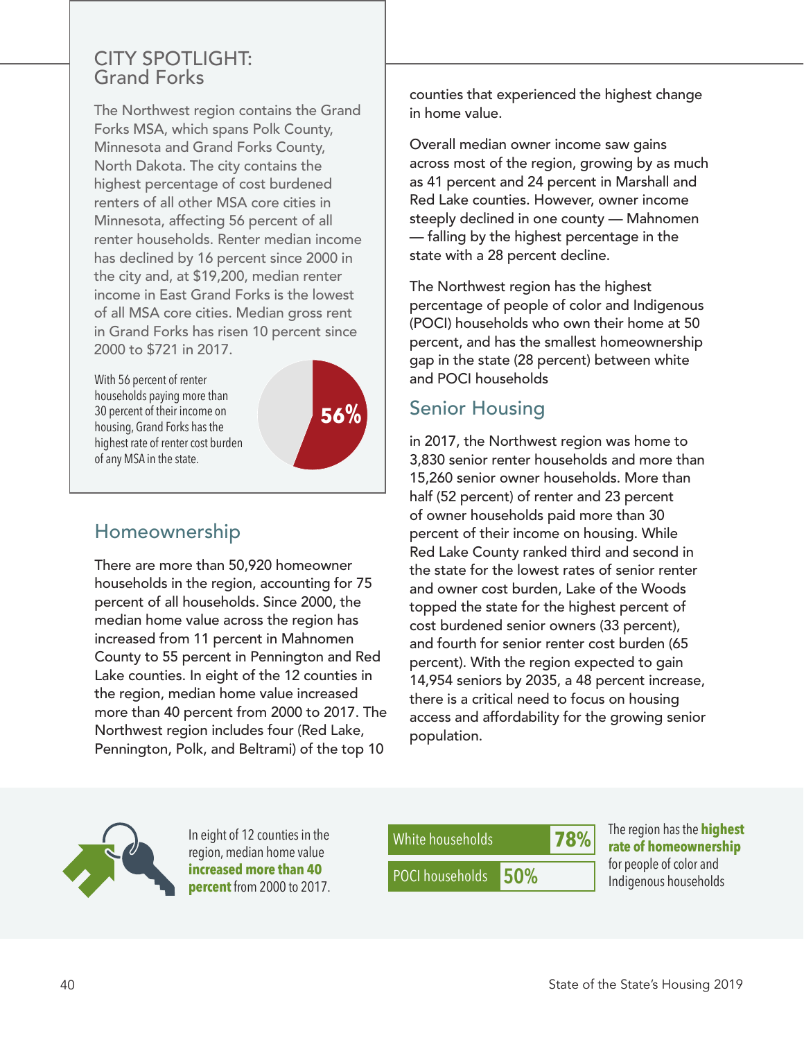## CITY SPOTLIGHT: Grand Forks

The Northwest region contains the Grand Forks MSA, which spans Polk County, Minnesota and Grand Forks County, North Dakota. The city contains the highest percentage of cost burdened renters of all other MSA core cities in Minnesota, affecting 56 percent of all renter households. Renter median income has declined by 16 percent since 2000 in the city and, at $19,200, median renter income in East Grand Forks is the lowest of all MSA core cities. Median gross rent in Grand Forks has risen 10 percent since 2000 to $721 in 2017.

With 56 percent of renter households paying more than 30 percent of their income on housing, Grand Forks has the highest rate of renter cost burden of any MSA in the state.

56%

## Homeownership

There are more than 50,920 homeowner households in the region, accounting for 75 percent of all households. Since 2000, the median home value across the region has increased from 11 percent in Mahnomen County to 55 percent in Pennington and Red Lake counties. In eight of the 12 counties in the region, median home value increased more than 40 percent from 2000 to 2017. The Northwest region includes four (Red Lake, Pennington, Polk, and Beltrami) of the top 10 counties that experienced the highest change in home value.

Overall median owner income saw gains across most of the region, growing by as much as 41 percent and 24 percent in Marshall and Red Lake counties. However, owner income steeply declined in one county — Mahnomen — falling by the highest percentage in the state with a 28 percent decline.

The Northwest region has the highest percentage of people of color and Indigenous (POCI) households who own their home at 50 percent, and has the smallest homeownership gap in the state (28 percent) between white and POCI households

## Senior Housing

in 2017, the Northwest region was home to 3,830 senior renter households and more than 15,260 senior owner households. More than half (52 percent) of renter and 23 percent of owner households paid more than 30 percent of their income on housing. While Red Lake County ranked third and second in the state for the lowest rates of senior renter and owner cost burden, Lake of the Woods topped the state for the highest percent of cost burdened senior owners (33 percent), and fourth for senior renter cost burden (65 percent). With the region expected to gain 14,954 seniors by 2035, a 48 percent increase, there is a critical need to focus on housing access and affordability for the growing senior population.

In eight of 12 counties in the region, median home value **increased more than 40 percent** from 2000 to 2017.

| | |
|---|---|
| White households | 78% |
| POCI households | 50% |

The region has the **highest rate of homeownership** for people of color and Indigenous households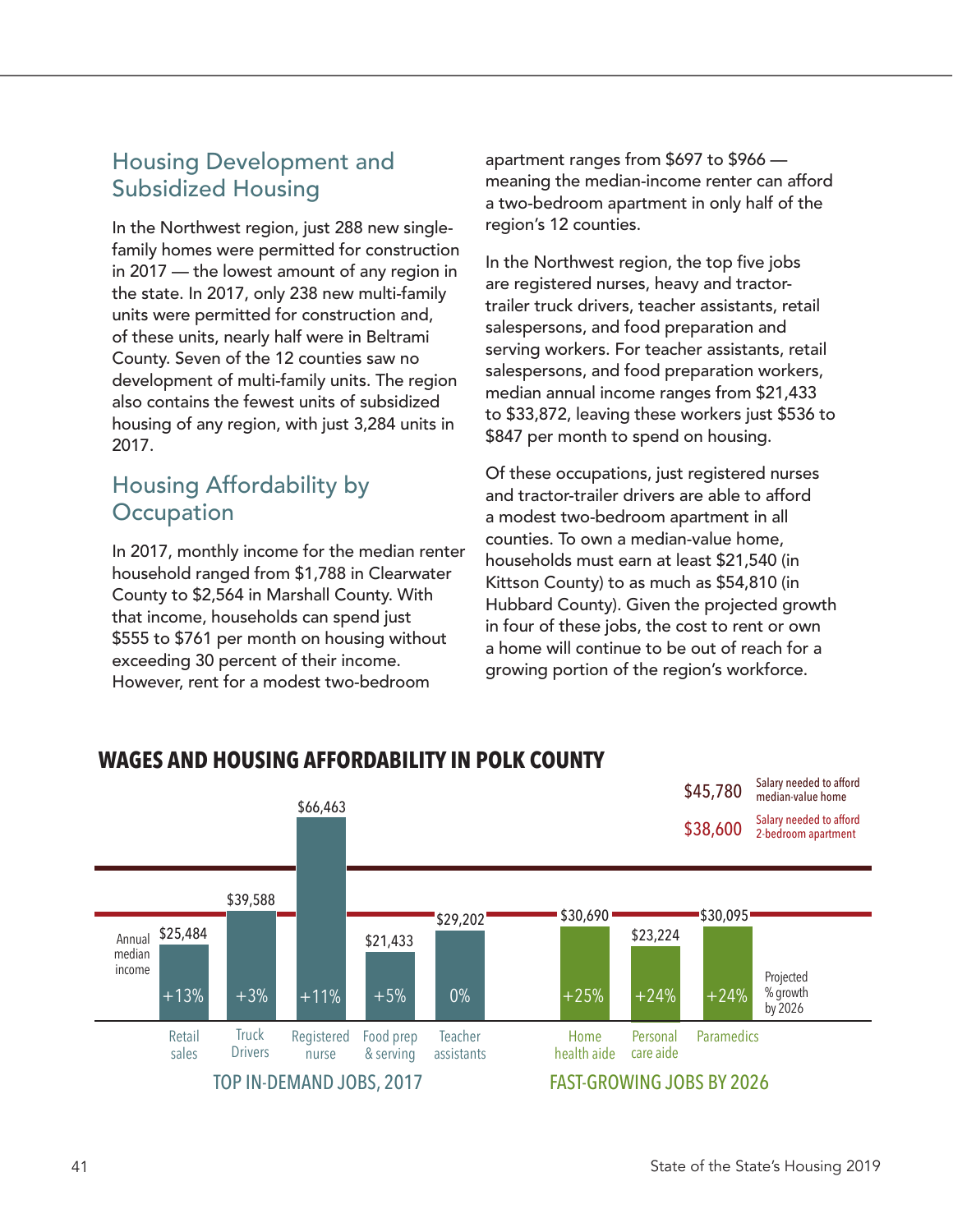## Housing Development and Subsidized Housing

In the Northwest region, just 288 new single-family homes were permitted for construction in 2017 — the lowest amount of any region in the state. In 2017, only 238 new multi-family units were permitted for construction and, of these units, nearly half were in Beltrami County. Seven of the 12 counties saw no development of multi-family units. The region also contains the fewest units of subsidized housing of any region, with just 3,284 units in 2017.

## Housing Affordability by Occupation

In 2017, monthly income for the median renter household ranged from $1,788 in Clearwater County to $2,564 in Marshall County. With that income, households can spend just $555 to $761 per month on housing without exceeding 30 percent of their income. However, rent for a modest two-bedroom apartment ranges from $697 to $966 — meaning the median-income renter can afford a two-bedroom apartment in only half of the region's 12 counties.

In the Northwest region, the top five jobs are registered nurses, heavy and tractor-trailer truck drivers, teacher assistants, retail salespersons, and food preparation and serving workers. For teacher assistants, retail salespersons, and food preparation workers, median annual income ranges from $21,433 to $33,872, leaving these workers just $536 to $847 per month to spend on housing.

Of these occupations, just registered nurses and tractor-trailer drivers are able to afford a modest two-bedroom apartment in all counties. To own a median-value home, households must earn at least $21,540 (in Kittson County) to as much as $54,810 (in Hubbard County). Given the projected growth in four of these jobs, the cost to rent or own a home will continue to be out of reach for a growing portion of the region's workforce.

**WAGES AND HOUSING AFFORDABILITY IN POLK COUNTY**

$45,780 Salary needed to afford median-value home

$38,600 Salary needed to afford 2-bedroom apartment

Annual median income

Projected % growth by 2026

TOP IN-DEMAND JOBS, 2017

Retail sales: $25,484, +13%

Truck Drivers: $39,588, +3%

Registered nurse: $66,463, +11%

Food prep & serving: $21,433, +5%

Teacher assistants: $29,202, 0%

FAST-GROWING JOBS BY 2026

Home health aide: $30,690, +25%

Personal care aide: $23,224, +24%

Paramedics: $30,095, +24%